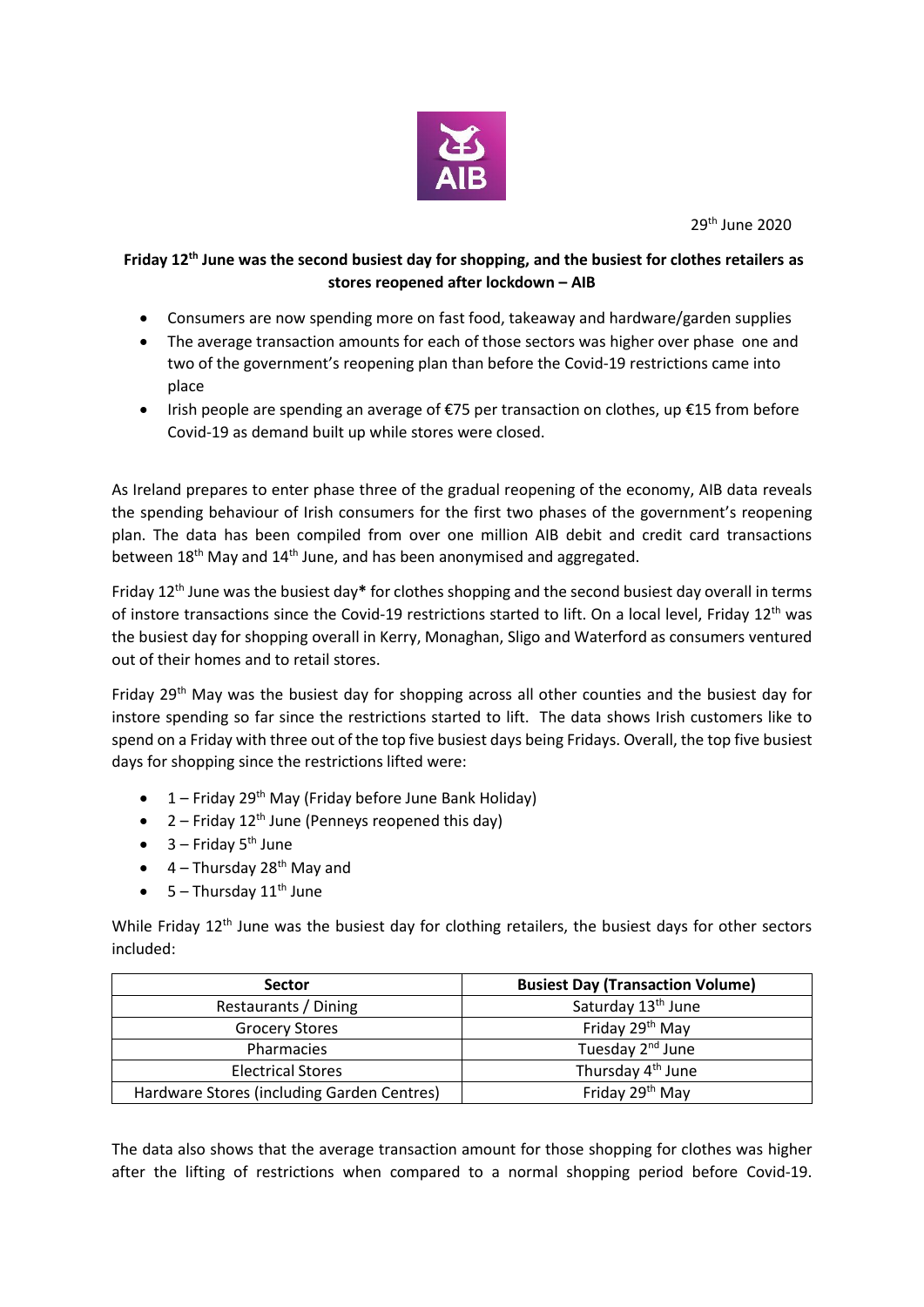29th June 2020

**Friday 12th June was the second busiest day for shopping, and the busiest for clothes retailers as stores reopened after lockdown – AIB**

- Consumers are now spending more on fast food, takeaway and hardware/garden supplies
- The average transaction amounts for each of those sectors was higher over phase one and two of the government's reopening plan than before the Covid-19 restrictions came into place
- Irish people are spending an average of €75 per transaction on clothes, up €15 from before Covid-19 as demand built up while stores were closed.

As Ireland prepares to enter phase three of the gradual reopening of the economy, AIB data reveals the spending behaviour of Irish consumers for the first two phases of the government's reopening plan. The data has been compiled from over one million AIB debit and credit card transactions between 18th May and 14th June, and has been anonymised and aggregated.

Friday 12th June was the busiest day**\*** for clothes shopping and the second busiest day overall in terms of instore transactions since the Covid-19 restrictions started to lift. On a local level, Friday 12th was the busiest day for shopping overall in Kerry, Monaghan, Sligo and Waterford as consumers ventured out of their homes and to retail stores.

Friday 29th May was the busiest day for shopping across all other counties and the busiest day for instore spending so far since the restrictions started to lift. The data shows Irish customers like to spend on a Friday with three out of the top five busiest days being Fridays. Overall, the top five busiest days for shopping since the restrictions lifted were:

- 1 – Friday 29th May (Friday before June Bank Holiday)
- 2 – Friday 12th June (Penneys reopened this day)
- 3 – Friday 5th June
- 4 – Thursday 28th May and
- 5 – Thursday 11th June

While Friday 12th June was the busiest day for clothing retailers, the busiest days for other sectors included:

| Sector | Busiest Day (Transaction Volume) |
| --- | --- |
| Restaurants / Dining | Saturday 13th June |
| Grocery Stores | Friday 29th May |
| Pharmacies | Tuesday 2nd June |
| Electrical Stores | Thursday 4th June |
| Hardware Stores (including Garden Centres) | Friday 29th May |

The data also shows that the average transaction amount for those shopping for clothes was higher after the lifting of restrictions when compared to a normal shopping period before Covid-19.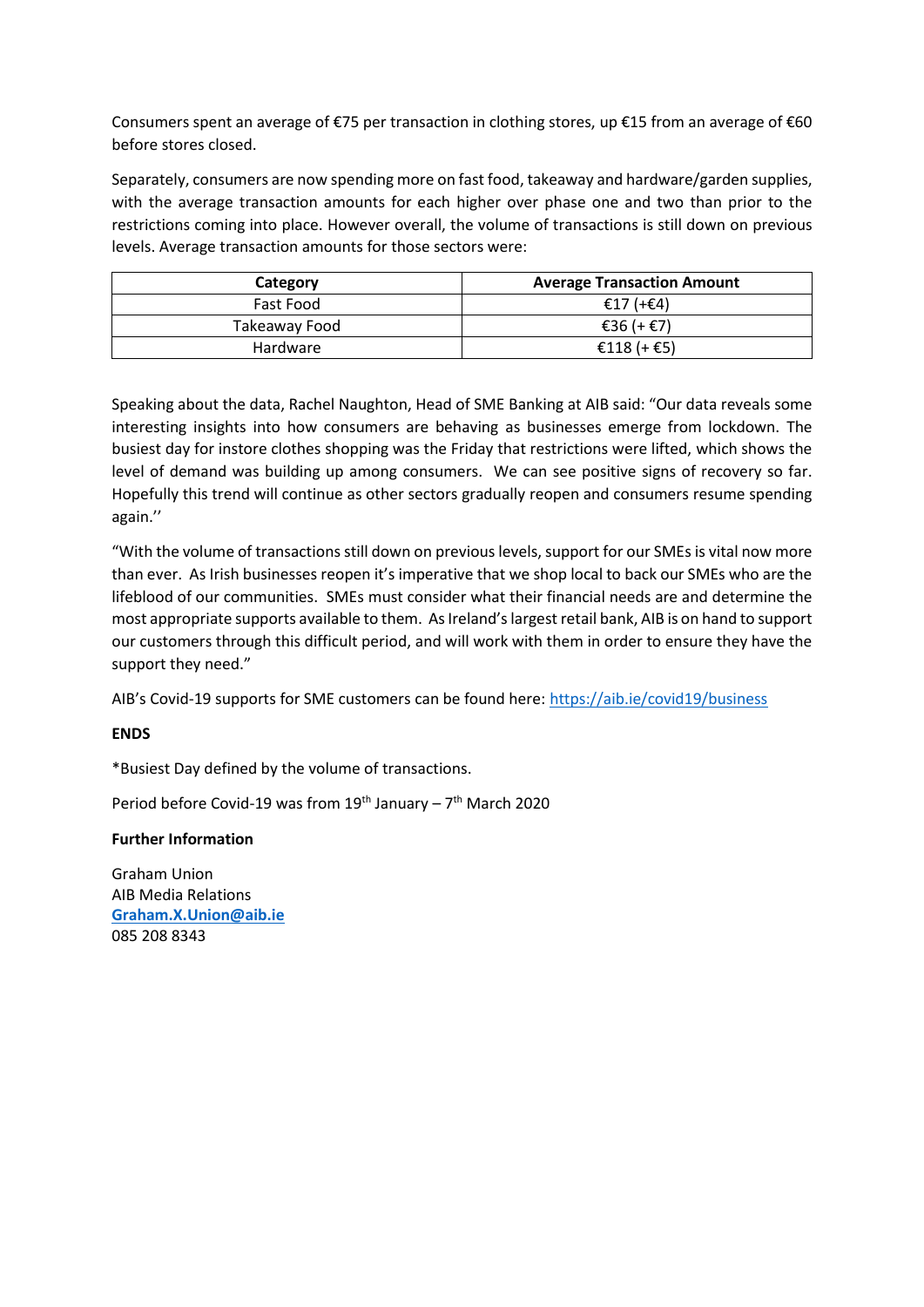Consumers spent an average of €75 per transaction in clothing stores, up €15 from an average of €60 before stores closed.

Separately, consumers are now spending more on fast food, takeaway and hardware/garden supplies, with the average transaction amounts for each higher over phase one and two than prior to the restrictions coming into place. However overall, the volume of transactions is still down on previous levels. Average transaction amounts for those sectors were:

| Category | Average Transaction Amount |
|---|---|
| Fast Food | €17 (+€4) |
| Takeaway Food | €36 (+ €7) |
| Hardware | €118 (+ €5) |

Speaking about the data, Rachel Naughton, Head of SME Banking at AIB said: "Our data reveals some interesting insights into how consumers are behaving as businesses emerge from lockdown. The busiest day for instore clothes shopping was the Friday that restrictions were lifted, which shows the level of demand was building up among consumers. We can see positive signs of recovery so far. Hopefully this trend will continue as other sectors gradually reopen and consumers resume spending again.''

"With the volume of transactions still down on previous levels, support for our SMEs is vital now more than ever. As Irish businesses reopen it's imperative that we shop local to back our SMEs who are the lifeblood of our communities. SMEs must consider what their financial needs are and determine the most appropriate supports available to them. As Ireland's largest retail bank, AIB is on hand to support our customers through this difficult period, and will work with them in order to ensure they have the support they need."

AIB's Covid-19 supports for SME customers can be found here: https://aib.ie/covid19/business

**ENDS**

*Busiest Day defined by the volume of transactions.

Period before Covid-19 was from 19th January – 7th March 2020

**Further Information**

Graham Union
AIB Media Relations
**Graham.X.Union@aib.ie**
085 208 8343